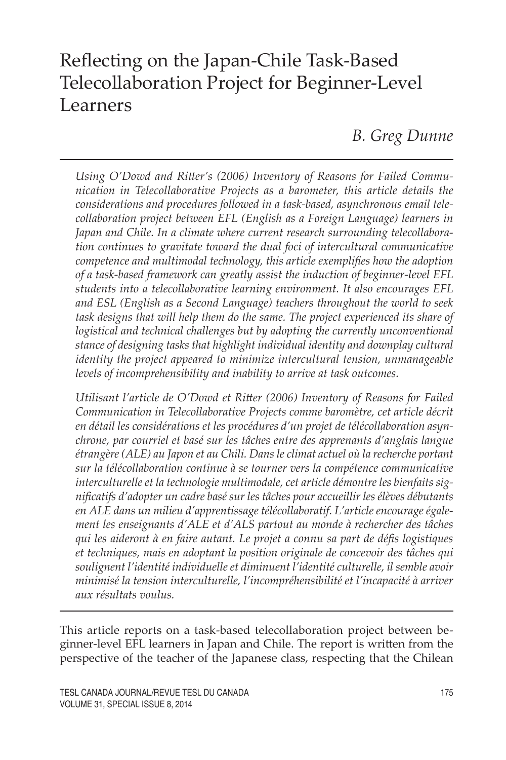# Reflecting on the Japan-Chile Task-Based Telecollaboration Project for Beginner-Level Learners

*B. Greg Dunne*

*Using O'Dowd and Ritter's (2006) Inventory of Reasons for Failed Communication in Telecollaborative Projects as a barometer, this article details the considerations and procedures followed in a task-based, asynchronous email telecollaboration project between EFL (English as a Foreign Language) learners in Japan and Chile. In a climate where current research surrounding telecollaboration continues to gravitate toward the dual foci of intercultural communicative competence and multimodal technology, this article exemplifies how the adoption of a task-based framework can greatly assist the induction of beginner-level EFL students into a telecollaborative learning environment. It also encourages EFL and ESL (English as a Second Language) teachers throughout the world to seek task designs that will help them do the same. The project experienced its share of logistical and technical challenges but by adopting the currently unconventional stance of designing tasks that highlight individual identity and downplay cultural identity the project appeared to minimize intercultural tension, unmanageable levels of incomprehensibility and inability to arrive at task outcomes.*

*Utilisant l'article de O'Dowd et Ritter (2006) Inventory of Reasons for Failed Communication in Telecollaborative Projects comme baromètre, cet article décrit en détail les considérations et les procédures d'un projet de télécollaboration asynchrone, par courriel et basé sur les tâches entre des apprenants d'anglais langue étrangère (ALE) au Japon et au Chili. Dans le climat actuel où la recherche portant sur la télécollaboration continue à se tourner vers la compétence communicative interculturelle et la technologie multimodale, cet article démontre les bienfaits significatifs d'adopter un cadre basé sur les tâches pour accueillir les élèves débutants en ALE dans un milieu d'apprentissage télécollaboratif. L'article encourage également les enseignants d'ALE et d'ALS partout au monde à rechercher des tâches qui les aideront à en faire autant. Le projet a connu sa part de défis logistiques et techniques, mais en adoptant la position originale de concevoir des tâches qui soulignent l'identité individuelle et diminuent l'identité culturelle, il semble avoir minimisé la tension interculturelle, l'incompréhensibilité et l'incapacité à arriver aux résultats voulus.*

This article reports on a task-based telecollaboration project between beginner-level EFL learners in Japan and Chile. The report is written from the perspective of the teacher of the Japanese class, respecting that the Chilean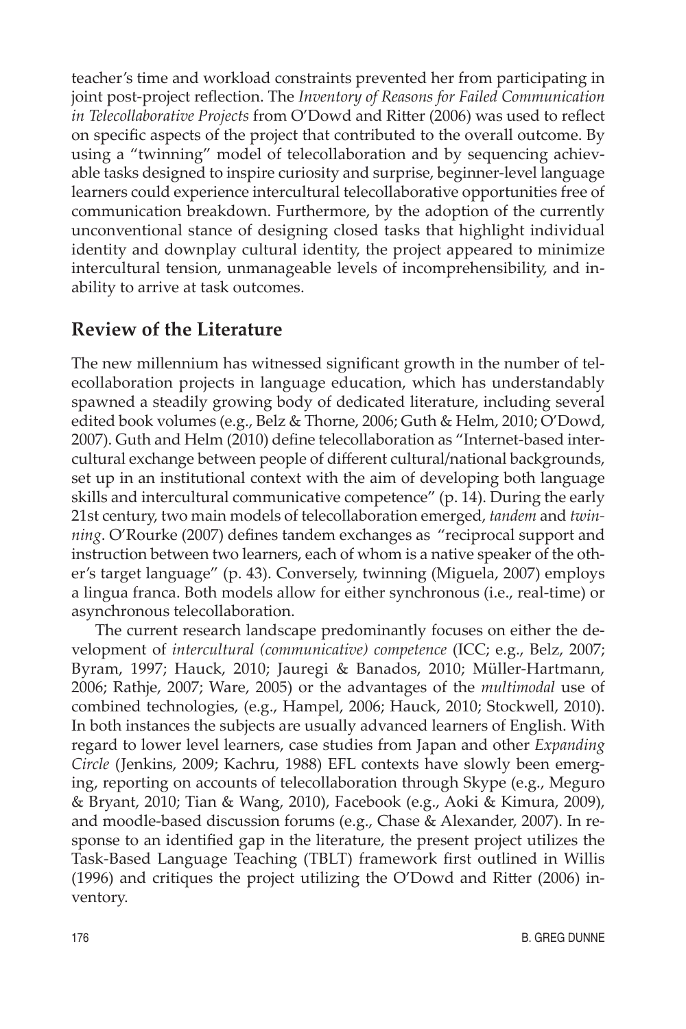teacher's time and workload constraints prevented her from participating in joint post-project reflection. The *Inventory of Reasons for Failed Communication in Telecollaborative Projects* from O'Dowd and Ritter (2006) was used to reflect on specific aspects of the project that contributed to the overall outcome. By using a "twinning" model of telecollaboration and by sequencing achievable tasks designed to inspire curiosity and surprise, beginner-level language learners could experience intercultural telecollaborative opportunities free of communication breakdown. Furthermore, by the adoption of the currently unconventional stance of designing closed tasks that highlight individual identity and downplay cultural identity, the project appeared to minimize intercultural tension, unmanageable levels of incomprehensibility, and inability to arrive at task outcomes.

## Review of the Literature

The new millennium has witnessed significant growth in the number of telecollaboration projects in language education, which has understandably spawned a steadily growing body of dedicated literature, including several edited book volumes (e.g., Belz & Thorne, 2006; Guth & Helm, 2010; O'Dowd, 2007). Guth and Helm (2010) define telecollaboration as "Internet-based intercultural exchange between people of different cultural/national backgrounds, set up in an institutional context with the aim of developing both language skills and intercultural communicative competence" (p. 14). During the early 21st century, two main models of telecollaboration emerged, *tandem* and *twinning*. O'Rourke (2007) defines tandem exchanges as "reciprocal support and instruction between two learners, each of whom is a native speaker of the other's target language" (p. 43). Conversely, twinning (Miguela, 2007) employs a lingua franca. Both models allow for either synchronous (i.e., real-time) or asynchronous telecollaboration.

The current research landscape predominantly focuses on either the development of *intercultural (communicative) competence* (ICC; e.g., Belz, 2007; Byram, 1997; Hauck, 2010; Jauregi & Banados, 2010; Müller-Hartmann, 2006; Rathje, 2007; Ware, 2005) or the advantages of the *multimodal* use of combined technologies, (e.g., Hampel, 2006; Hauck, 2010; Stockwell, 2010). In both instances the subjects are usually advanced learners of English. With regard to lower level learners, case studies from Japan and other *Expanding Circle* (Jenkins, 2009; Kachru, 1988) EFL contexts have slowly been emerging, reporting on accounts of telecollaboration through Skype (e.g., Meguro & Bryant, 2010; Tian & Wang, 2010), Facebook (e.g., Aoki & Kimura, 2009), and moodle-based discussion forums (e.g., Chase & Alexander, 2007). In response to an identified gap in the literature, the present project utilizes the Task-Based Language Teaching (TBLT) framework first outlined in Willis (1996) and critiques the project utilizing the O'Dowd and Ritter (2006) inventory.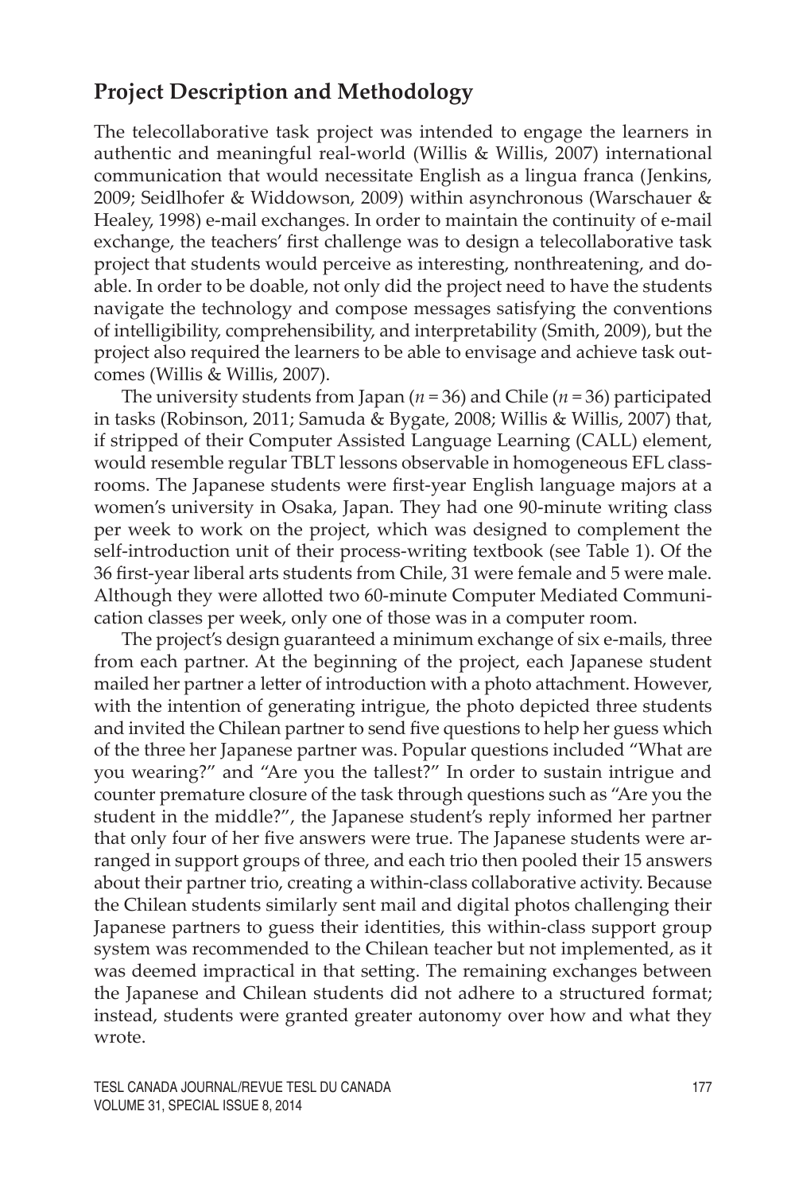## Project Description and Methodology

The telecollaborative task project was intended to engage the learners in authentic and meaningful real-world (Willis & Willis, 2007) international communication that would necessitate English as a lingua franca (Jenkins, 2009; Seidlhofer & Widdowson, 2009) within asynchronous (Warschauer & Healey, 1998) e-mail exchanges. In order to maintain the continuity of e-mail exchange, the teachers' first challenge was to design a telecollaborative task project that students would perceive as interesting, nonthreatening, and doable. In order to be doable, not only did the project need to have the students navigate the technology and compose messages satisfying the conventions of intelligibility, comprehensibility, and interpretability (Smith, 2009), but the project also required the learners to be able to envisage and achieve task outcomes (Willis & Willis, 2007).

The university students from Japan ($n = 36$) and Chile ($n = 36$) participated in tasks (Robinson, 2011; Samuda & Bygate, 2008; Willis & Willis, 2007) that, if stripped of their Computer Assisted Language Learning (CALL) element, would resemble regular TBLT lessons observable in homogeneous EFL classrooms. The Japanese students were first-year English language majors at a women's university in Osaka, Japan. They had one 90-minute writing class per week to work on the project, which was designed to complement the self-introduction unit of their process-writing textbook (see Table 1). Of the 36 first-year liberal arts students from Chile, 31 were female and 5 were male. Although they were allotted two 60-minute Computer Mediated Communication classes per week, only one of those was in a computer room.

The project's design guaranteed a minimum exchange of six e-mails, three from each partner. At the beginning of the project, each Japanese student mailed her partner a letter of introduction with a photo attachment. However, with the intention of generating intrigue, the photo depicted three students and invited the Chilean partner to send five questions to help her guess which of the three her Japanese partner was. Popular questions included "What are you wearing?" and "Are you the tallest?" In order to sustain intrigue and counter premature closure of the task through questions such as "Are you the student in the middle?", the Japanese student's reply informed her partner that only four of her five answers were true. The Japanese students were arranged in support groups of three, and each trio then pooled their 15 answers about their partner trio, creating a within-class collaborative activity. Because the Chilean students similarly sent mail and digital photos challenging their Japanese partners to guess their identities, this within-class support group system was recommended to the Chilean teacher but not implemented, as it was deemed impractical in that setting. The remaining exchanges between the Japanese and Chilean students did not adhere to a structured format; instead, students were granted greater autonomy over how and what they wrote.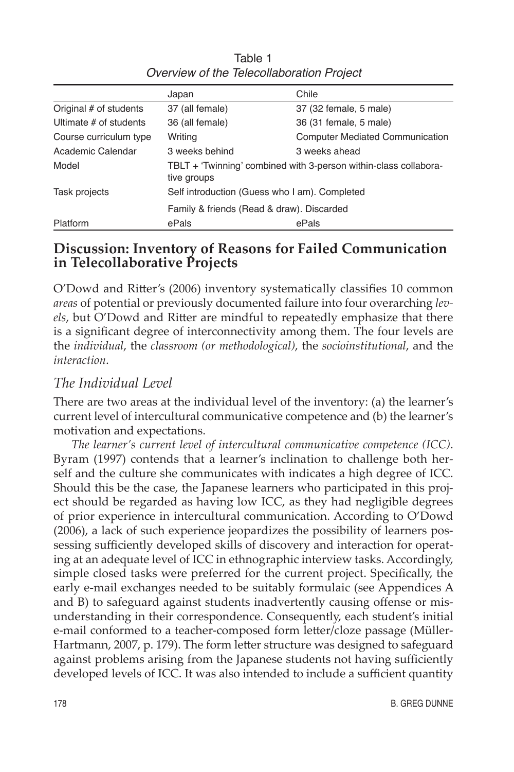Table 1
*Overview of the Telecollaboration Project*

| | Japan | Chile |
|---|---|---|
| Original # of students | 37 (all female) | 37 (32 female, 5 male) |
| Ultimate # of students | 36 (all female) | 36 (31 female, 5 male) |
| Course curriculum type | Writing | Computer Mediated Communication |
| Academic Calendar | 3 weeks behind | 3 weeks ahead |
| Model | TBLT + 'Twinning' combined with 3-person within-class collaborative groups | |
| Task projects | Self introduction (Guess who I am). Completed | |
| | Family & friends (Read & draw). Discarded | |
| Platform | ePals | ePals |

## Discussion: Inventory of Reasons for Failed Communication in Telecollaborative Projects

O'Dowd and Ritter's (2006) inventory systematically classifies 10 common *areas* of potential or previously documented failure into four overarching *levels*, but O'Dowd and Ritter are mindful to repeatedly emphasize that there is a significant degree of interconnectivity among them. The four levels are the *individual*, the *classroom (or methodological)*, the *socioinstitutional*, and the *interaction*.

### The Individual Level

There are two areas at the individual level of the inventory: (a) the learner's current level of intercultural communicative competence and (b) the learner's motivation and expectations.

*The learner's current level of intercultural communicative competence (ICC).* Byram (1997) contends that a learner's inclination to challenge both herself and the culture she communicates with indicates a high degree of ICC. Should this be the case, the Japanese learners who participated in this project should be regarded as having low ICC, as they had negligible degrees of prior experience in intercultural communication. According to O'Dowd (2006), a lack of such experience jeopardizes the possibility of learners possessing sufficiently developed skills of discovery and interaction for operating at an adequate level of ICC in ethnographic interview tasks. Accordingly, simple closed tasks were preferred for the current project. Specifically, the early e-mail exchanges needed to be suitably formulaic (see Appendices A and B) to safeguard against students inadvertently causing offense or misunderstanding in their correspondence. Consequently, each student's initial e-mail conformed to a teacher-composed form letter/cloze passage (Müller-Hartmann, 2007, p. 179). The form letter structure was designed to safeguard against problems arising from the Japanese students not having sufficiently developed levels of ICC. It was also intended to include a sufficient quantity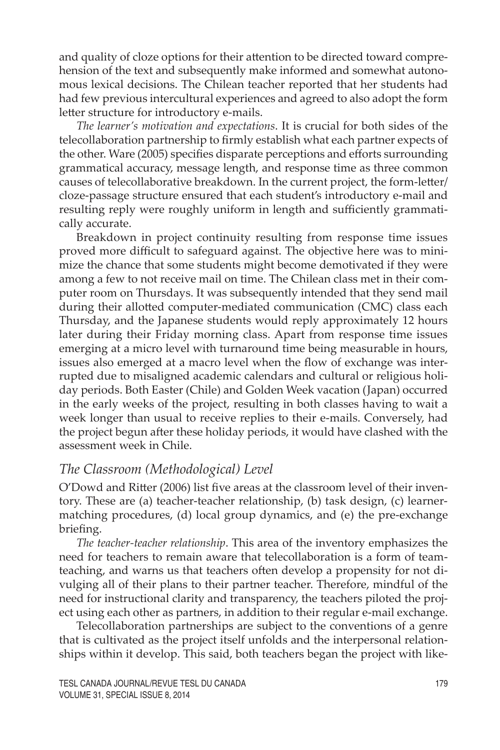and quality of cloze options for their attention to be directed toward comprehension of the text and subsequently make informed and somewhat autonomous lexical decisions. The Chilean teacher reported that her students had had few previous intercultural experiences and agreed to also adopt the form letter structure for introductory e-mails.

*The learner's motivation and expectations*. It is crucial for both sides of the telecollaboration partnership to firmly establish what each partner expects of the other. Ware (2005) specifies disparate perceptions and efforts surrounding grammatical accuracy, message length, and response time as three common causes of telecollaborative breakdown. In the current project, the form-letter/cloze-passage structure ensured that each student's introductory e-mail and resulting reply were roughly uniform in length and sufficiently grammatically accurate.

Breakdown in project continuity resulting from response time issues proved more difficult to safeguard against. The objective here was to minimize the chance that some students might become demotivated if they were among a few to not receive mail on time. The Chilean class met in their computer room on Thursdays. It was subsequently intended that they send mail during their allotted computer-mediated communication (CMC) class each Thursday, and the Japanese students would reply approximately 12 hours later during their Friday morning class. Apart from response time issues emerging at a micro level with turnaround time being measurable in hours, issues also emerged at a macro level when the flow of exchange was interrupted due to misaligned academic calendars and cultural or religious holiday periods. Both Easter (Chile) and Golden Week vacation (Japan) occurred in the early weeks of the project, resulting in both classes having to wait a week longer than usual to receive replies to their e-mails. Conversely, had the project begun after these holiday periods, it would have clashed with the assessment week in Chile.

## *The Classroom (Methodological) Level*

O'Dowd and Ritter (2006) list five areas at the classroom level of their inventory. These are (a) teacher-teacher relationship, (b) task design, (c) learner-matching procedures, (d) local group dynamics, and (e) the pre-exchange briefing.

*The teacher-teacher relationship*. This area of the inventory emphasizes the need for teachers to remain aware that telecollaboration is a form of team-teaching, and warns us that teachers often develop a propensity for not divulging all of their plans to their partner teacher. Therefore, mindful of the need for instructional clarity and transparency, the teachers piloted the project using each other as partners, in addition to their regular e-mail exchange.

Telecollaboration partnerships are subject to the conventions of a genre that is cultivated as the project itself unfolds and the interpersonal relationships within it develop. This said, both teachers began the project with like-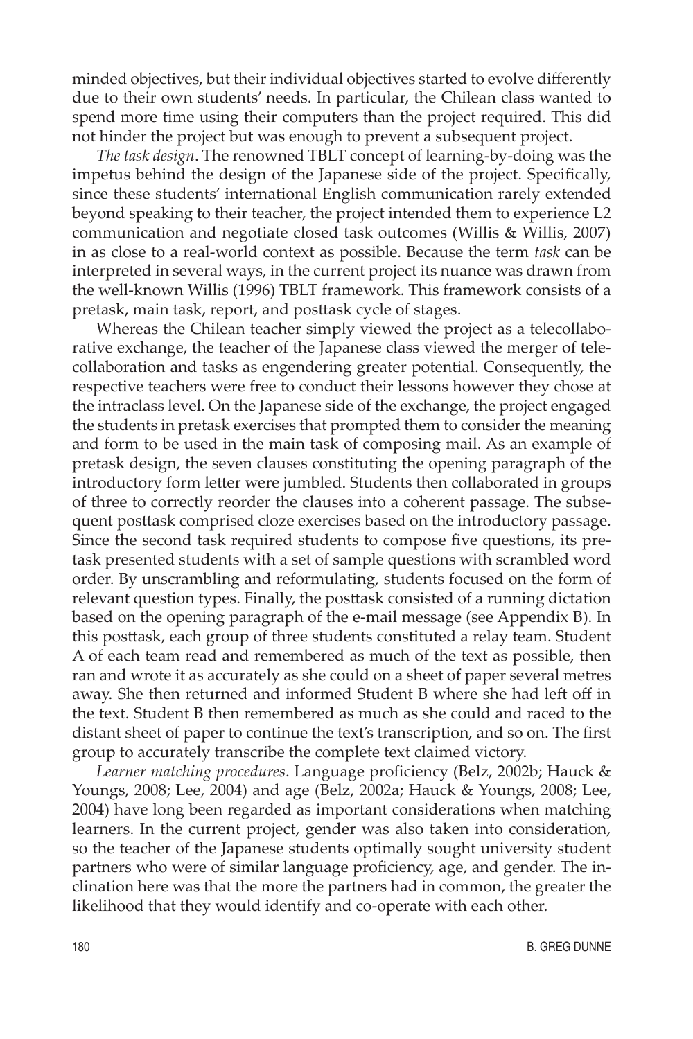minded objectives, but their individual objectives started to evolve differently due to their own students' needs. In particular, the Chilean class wanted to spend more time using their computers than the project required. This did not hinder the project but was enough to prevent a subsequent project.

*The task design*. The renowned TBLT concept of learning-by-doing was the impetus behind the design of the Japanese side of the project. Specifically, since these students' international English communication rarely extended beyond speaking to their teacher, the project intended them to experience L2 communication and negotiate closed task outcomes (Willis & Willis, 2007) in as close to a real-world context as possible. Because the term *task* can be interpreted in several ways, in the current project its nuance was drawn from the well-known Willis (1996) TBLT framework. This framework consists of a pretask, main task, report, and posttask cycle of stages.

Whereas the Chilean teacher simply viewed the project as a telecollaborative exchange, the teacher of the Japanese class viewed the merger of telecollaboration and tasks as engendering greater potential. Consequently, the respective teachers were free to conduct their lessons however they chose at the intraclass level. On the Japanese side of the exchange, the project engaged the students in pretask exercises that prompted them to consider the meaning and form to be used in the main task of composing mail. As an example of pretask design, the seven clauses constituting the opening paragraph of the introductory form letter were jumbled. Students then collaborated in groups of three to correctly reorder the clauses into a coherent passage. The subsequent posttask comprised cloze exercises based on the introductory passage. Since the second task required students to compose five questions, its pretask presented students with a set of sample questions with scrambled word order. By unscrambling and reformulating, students focused on the form of relevant question types. Finally, the posttask consisted of a running dictation based on the opening paragraph of the e-mail message (see Appendix B). In this posttask, each group of three students constituted a relay team. Student A of each team read and remembered as much of the text as possible, then ran and wrote it as accurately as she could on a sheet of paper several metres away. She then returned and informed Student B where she had left off in the text. Student B then remembered as much as she could and raced to the distant sheet of paper to continue the text's transcription, and so on. The first group to accurately transcribe the complete text claimed victory.

*Learner matching procedures*. Language proficiency (Belz, 2002b; Hauck & Youngs, 2008; Lee, 2004) and age (Belz, 2002a; Hauck & Youngs, 2008; Lee, 2004) have long been regarded as important considerations when matching learners. In the current project, gender was also taken into consideration, so the teacher of the Japanese students optimally sought university student partners who were of similar language proficiency, age, and gender. The inclination here was that the more the partners had in common, the greater the likelihood that they would identify and co-operate with each other.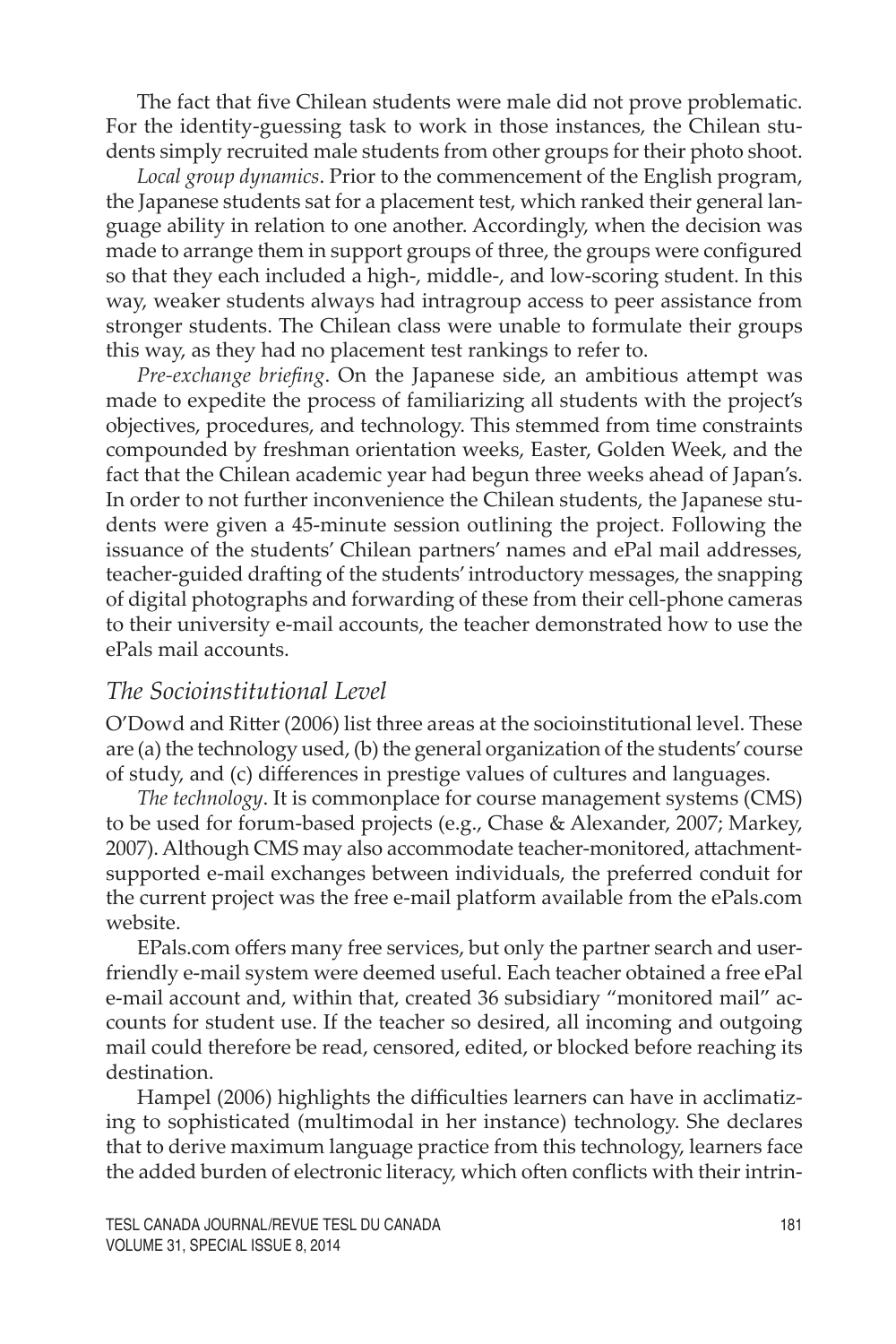The fact that five Chilean students were male did not prove problematic. For the identity-guessing task to work in those instances, the Chilean students simply recruited male students from other groups for their photo shoot.

*Local group dynamics*. Prior to the commencement of the English program, the Japanese students sat for a placement test, which ranked their general language ability in relation to one another. Accordingly, when the decision was made to arrange them in support groups of three, the groups were configured so that they each included a high-, middle-, and low-scoring student. In this way, weaker students always had intragroup access to peer assistance from stronger students. The Chilean class were unable to formulate their groups this way, as they had no placement test rankings to refer to.

*Pre-exchange briefing*. On the Japanese side, an ambitious attempt was made to expedite the process of familiarizing all students with the project's objectives, procedures, and technology. This stemmed from time constraints compounded by freshman orientation weeks, Easter, Golden Week, and the fact that the Chilean academic year had begun three weeks ahead of Japan's. In order to not further inconvenience the Chilean students, the Japanese students were given a 45-minute session outlining the project. Following the issuance of the students' Chilean partners' names and ePal mail addresses, teacher-guided drafting of the students' introductory messages, the snapping of digital photographs and forwarding of these from their cell-phone cameras to their university e-mail accounts, the teacher demonstrated how to use the ePals mail accounts.

### *The Socioinstitutional Level*

O'Dowd and Ritter (2006) list three areas at the socioinstitutional level. These are (a) the technology used, (b) the general organization of the students' course of study, and (c) differences in prestige values of cultures and languages.

*The technology*. It is commonplace for course management systems (CMS) to be used for forum-based projects (e.g., Chase & Alexander, 2007; Markey, 2007). Although CMS may also accommodate teacher-monitored, attachment-supported e-mail exchanges between individuals, the preferred conduit for the current project was the free e-mail platform available from the ePals.com website.

EPals.com offers many free services, but only the partner search and user-friendly e-mail system were deemed useful. Each teacher obtained a free ePal e-mail account and, within that, created 36 subsidiary "monitored mail" accounts for student use. If the teacher so desired, all incoming and outgoing mail could therefore be read, censored, edited, or blocked before reaching its destination.

Hampel (2006) highlights the difficulties learners can have in acclimatizing to sophisticated (multimodal in her instance) technology. She declares that to derive maximum language practice from this technology, learners face the added burden of electronic literacy, which often conflicts with their intrin-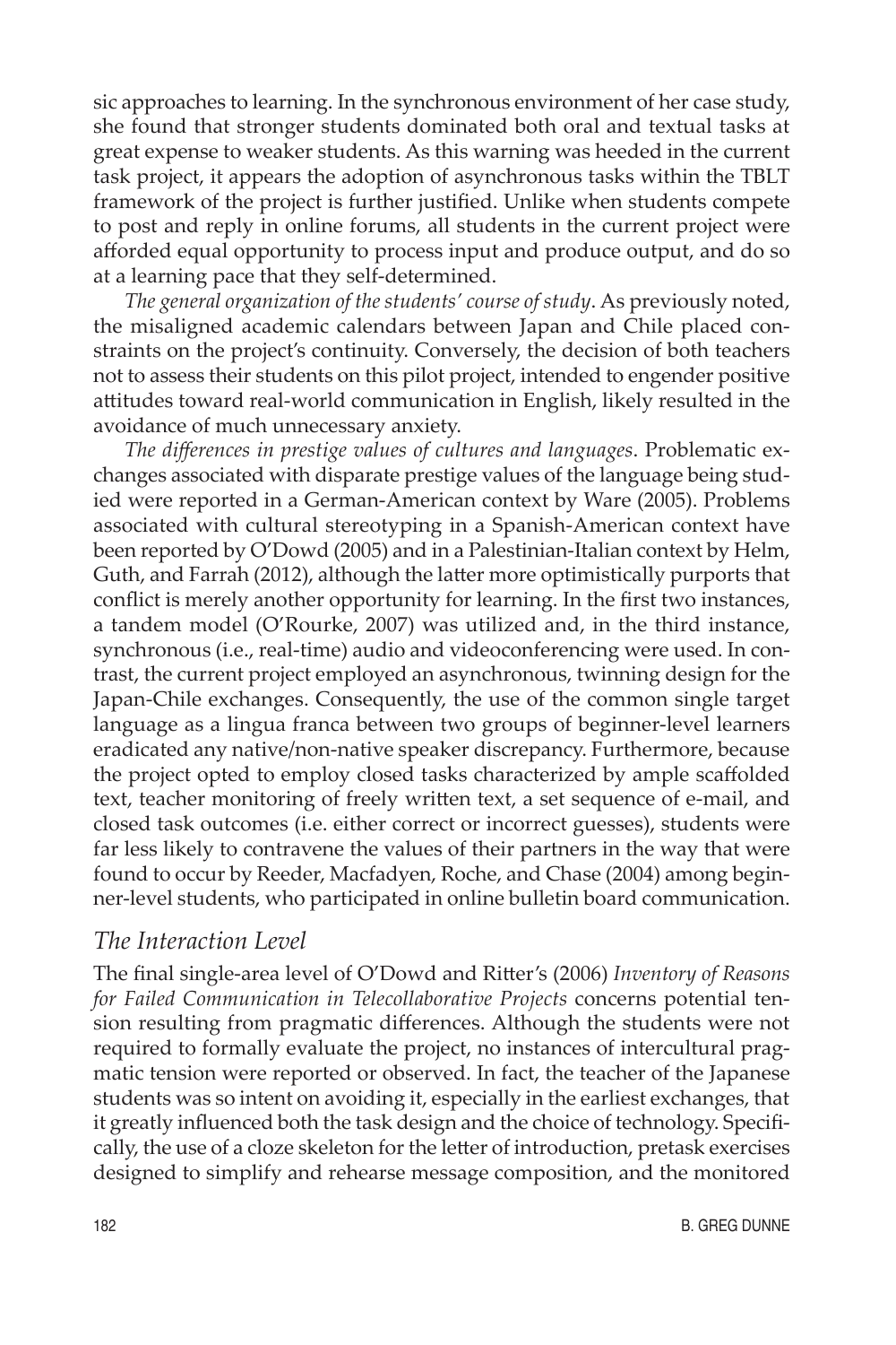sic approaches to learning. In the synchronous environment of her case study, she found that stronger students dominated both oral and textual tasks at great expense to weaker students. As this warning was heeded in the current task project, it appears the adoption of asynchronous tasks within the TBLT framework of the project is further justified. Unlike when students compete to post and reply in online forums, all students in the current project were afforded equal opportunity to process input and produce output, and do so at a learning pace that they self-determined.

*The general organization of the students' course of study*. As previously noted, the misaligned academic calendars between Japan and Chile placed constraints on the project's continuity. Conversely, the decision of both teachers not to assess their students on this pilot project, intended to engender positive attitudes toward real-world communication in English, likely resulted in the avoidance of much unnecessary anxiety.

*The differences in prestige values of cultures and languages*. Problematic exchanges associated with disparate prestige values of the language being studied were reported in a German-American context by Ware (2005). Problems associated with cultural stereotyping in a Spanish-American context have been reported by O'Dowd (2005) and in a Palestinian-Italian context by Helm, Guth, and Farrah (2012), although the latter more optimistically purports that conflict is merely another opportunity for learning. In the first two instances, a tandem model (O'Rourke, 2007) was utilized and, in the third instance, synchronous (i.e., real-time) audio and videoconferencing were used. In contrast, the current project employed an asynchronous, twinning design for the Japan-Chile exchanges. Consequently, the use of the common single target language as a lingua franca between two groups of beginner-level learners eradicated any native/non-native speaker discrepancy. Furthermore, because the project opted to employ closed tasks characterized by ample scaffolded text, teacher monitoring of freely written text, a set sequence of e-mail, and closed task outcomes (i.e. either correct or incorrect guesses), students were far less likely to contravene the values of their partners in the way that were found to occur by Reeder, Macfadyen, Roche, and Chase (2004) among beginner-level students, who participated in online bulletin board communication.

### *The Interaction Level*

The final single-area level of O'Dowd and Ritter's (2006) *Inventory of Reasons for Failed Communication in Telecollaborative Projects* concerns potential tension resulting from pragmatic differences. Although the students were not required to formally evaluate the project, no instances of intercultural pragmatic tension were reported or observed. In fact, the teacher of the Japanese students was so intent on avoiding it, especially in the earliest exchanges, that it greatly influenced both the task design and the choice of technology. Specifically, the use of a cloze skeleton for the letter of introduction, pretask exercises designed to simplify and rehearse message composition, and the monitored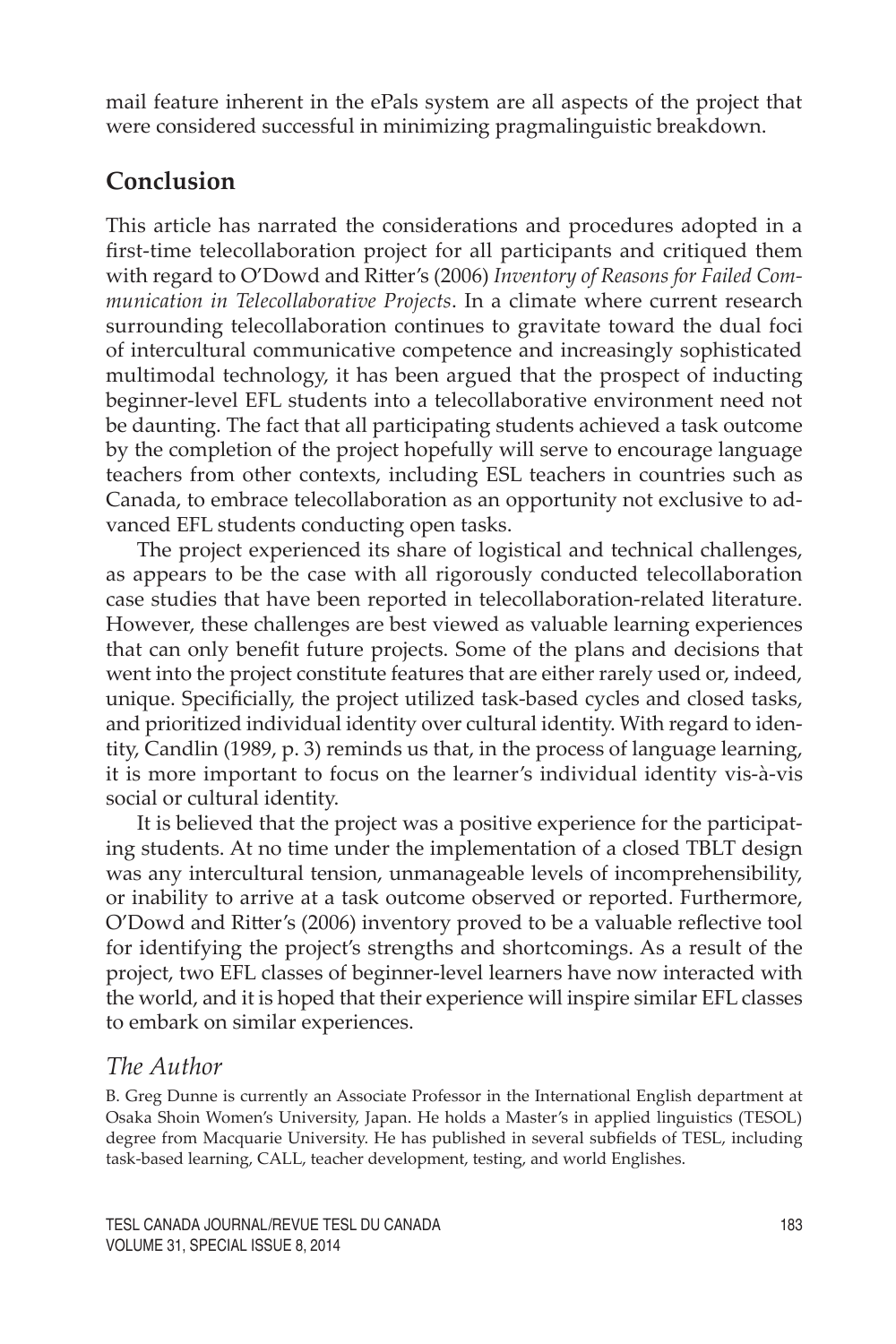mail feature inherent in the ePals system are all aspects of the project that were considered successful in minimizing pragmalinguistic breakdown.

## Conclusion

This article has narrated the considerations and procedures adopted in a first-time telecollaboration project for all participants and critiqued them with regard to O'Dowd and Ritter's (2006) *Inventory of Reasons for Failed Communication in Telecollaborative Projects*. In a climate where current research surrounding telecollaboration continues to gravitate toward the dual foci of intercultural communicative competence and increasingly sophisticated multimodal technology, it has been argued that the prospect of inducting beginner-level EFL students into a telecollaborative environment need not be daunting. The fact that all participating students achieved a task outcome by the completion of the project hopefully will serve to encourage language teachers from other contexts, including ESL teachers in countries such as Canada, to embrace telecollaboration as an opportunity not exclusive to advanced EFL students conducting open tasks.

The project experienced its share of logistical and technical challenges, as appears to be the case with all rigorously conducted telecollaboration case studies that have been reported in telecollaboration-related literature. However, these challenges are best viewed as valuable learning experiences that can only benefit future projects. Some of the plans and decisions that went into the project constitute features that are either rarely used or, indeed, unique. Specificially, the project utilized task-based cycles and closed tasks, and prioritized individual identity over cultural identity. With regard to identity, Candlin (1989, p. 3) reminds us that, in the process of language learning, it is more important to focus on the learner's individual identity vis-à-vis social or cultural identity.

It is believed that the project was a positive experience for the participating students. At no time under the implementation of a closed TBLT design was any intercultural tension, unmanageable levels of incomprehensibility, or inability to arrive at a task outcome observed or reported. Furthermore, O'Dowd and Ritter's (2006) inventory proved to be a valuable reflective tool for identifying the project's strengths and shortcomings. As a result of the project, two EFL classes of beginner-level learners have now interacted with the world, and it is hoped that their experience will inspire similar EFL classes to embark on similar experiences.

### *The Author*

B. Greg Dunne is currently an Associate Professor in the International English department at Osaka Shoin Women's University, Japan. He holds a Master's in applied linguistics (TESOL) degree from Macquarie University. He has published in several subfields of TESL, including task-based learning, CALL, teacher development, testing, and world Englishes.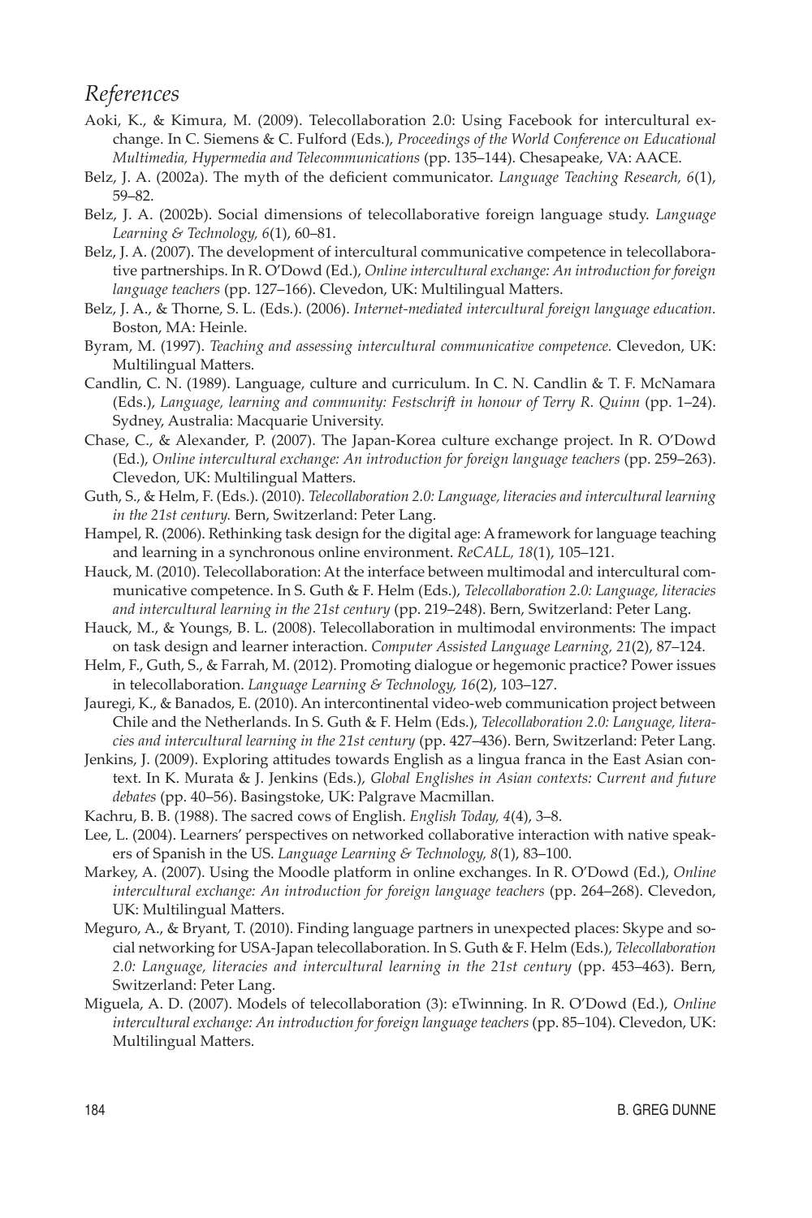## *References*

Aoki, K., & Kimura, M. (2009). Telecollaboration 2.0: Using Facebook for intercultural exchange. In C. Siemens & C. Fulford (Eds.), *Proceedings of the World Conference on Educational Multimedia, Hypermedia and Telecommunications* (pp. 135–144). Chesapeake, VA: AACE.

Belz, J. A. (2002a). The myth of the deficient communicator. *Language Teaching Research, 6*(1), 59–82.

Belz, J. A. (2002b). Social dimensions of telecollaborative foreign language study. *Language Learning & Technology, 6*(1), 60–81.

Belz, J. A. (2007). The development of intercultural communicative competence in telecollaborative partnerships. In R. O'Dowd (Ed.), *Online intercultural exchange: An introduction for foreign language teachers* (pp. 127–166). Clevedon, UK: Multilingual Matters.

Belz, J. A., & Thorne, S. L. (Eds.). (2006). *Internet-mediated intercultural foreign language education.* Boston, MA: Heinle.

Byram, M. (1997). *Teaching and assessing intercultural communicative competence.* Clevedon, UK: Multilingual Matters.

Candlin, C. N. (1989). Language, culture and curriculum. In C. N. Candlin & T. F. McNamara (Eds.), *Language, learning and community: Festschrift in honour of Terry R. Quinn* (pp. 1–24). Sydney, Australia: Macquarie University.

Chase, C., & Alexander, P. (2007). The Japan-Korea culture exchange project. In R. O'Dowd (Ed.), *Online intercultural exchange: An introduction for foreign language teachers* (pp. 259–263). Clevedon, UK: Multilingual Matters.

Guth, S., & Helm, F. (Eds.). (2010). *Telecollaboration 2.0: Language, literacies and intercultural learning in the 21st century.* Bern, Switzerland: Peter Lang.

Hampel, R. (2006). Rethinking task design for the digital age: A framework for language teaching and learning in a synchronous online environment. *ReCALL, 18*(1), 105–121.

Hauck, M. (2010). Telecollaboration: At the interface between multimodal and intercultural communicative competence. In S. Guth & F. Helm (Eds.), *Telecollaboration 2.0: Language, literacies and intercultural learning in the 21st century* (pp. 219–248). Bern, Switzerland: Peter Lang.

Hauck, M., & Youngs, B. L. (2008). Telecollaboration in multimodal environments: The impact on task design and learner interaction. *Computer Assisted Language Learning, 21*(2), 87–124.

Helm, F., Guth, S., & Farrah, M. (2012). Promoting dialogue or hegemonic practice? Power issues in telecollaboration. *Language Learning & Technology, 16*(2), 103–127.

Jauregi, K., & Banados, E. (2010). An intercontinental video-web communication project between Chile and the Netherlands. In S. Guth & F. Helm (Eds.), *Telecollaboration 2.0: Language, literacies and intercultural learning in the 21st century* (pp. 427–436). Bern, Switzerland: Peter Lang.

Jenkins, J. (2009). Exploring attitudes towards English as a lingua franca in the East Asian context. In K. Murata & J. Jenkins (Eds.), *Global Englishes in Asian contexts: Current and future debates* (pp. 40–56). Basingstoke, UK: Palgrave Macmillan.

Kachru, B. B. (1988). The sacred cows of English. *English Today, 4*(4), 3–8.

Lee, L. (2004). Learners' perspectives on networked collaborative interaction with native speakers of Spanish in the US. *Language Learning & Technology, 8*(1), 83–100.

Markey, A. (2007). Using the Moodle platform in online exchanges. In R. O'Dowd (Ed.), *Online intercultural exchange: An introduction for foreign language teachers* (pp. 264–268). Clevedon, UK: Multilingual Matters.

Meguro, A., & Bryant, T. (2010). Finding language partners in unexpected places: Skype and social networking for USA-Japan telecollaboration. In S. Guth & F. Helm (Eds.), *Telecollaboration 2.0: Language, literacies and intercultural learning in the 21st century* (pp. 453–463). Bern, Switzerland: Peter Lang.

Miguela, A. D. (2007). Models of telecollaboration (3): eTwinning. In R. O'Dowd (Ed.), *Online intercultural exchange: An introduction for foreign language teachers* (pp. 85–104). Clevedon, UK: Multilingual Matters.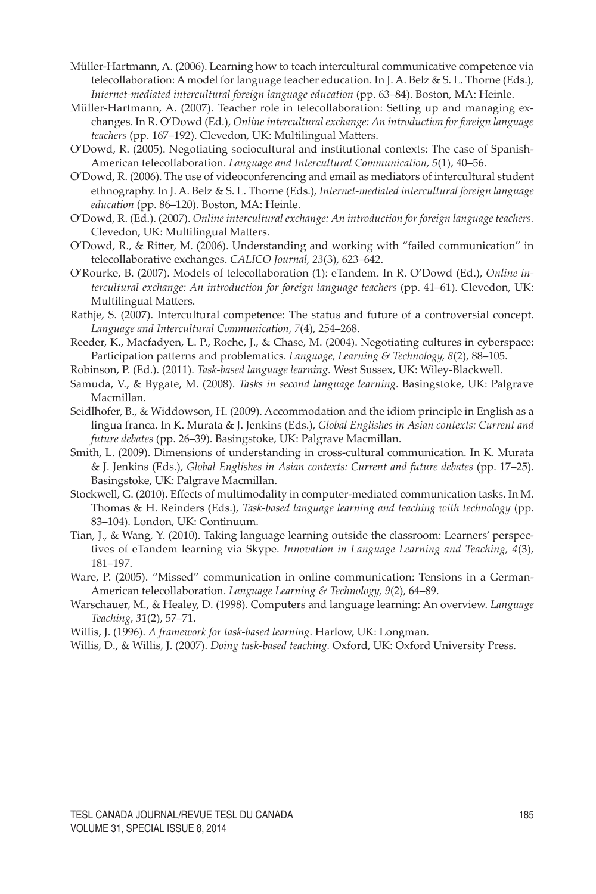Müller-Hartmann, A. (2006). Learning how to teach intercultural communicative competence via telecollaboration: A model for language teacher education. In J. A. Belz & S. L. Thorne (Eds.), *Internet-mediated intercultural foreign language education* (pp. 63–84). Boston, MA: Heinle.

Müller-Hartmann, A. (2007). Teacher role in telecollaboration: Setting up and managing exchanges. In R. O'Dowd (Ed.), *Online intercultural exchange: An introduction for foreign language teachers* (pp. 167–192). Clevedon, UK: Multilingual Matters.

O'Dowd, R. (2005). Negotiating sociocultural and institutional contexts: The case of Spanish-American telecollaboration. *Language and Intercultural Communication, 5*(1), 40–56.

O'Dowd, R. (2006). The use of videoconferencing and email as mediators of intercultural student ethnography. In J. A. Belz & S. L. Thorne (Eds.), *Internet-mediated intercultural foreign language education* (pp. 86–120). Boston, MA: Heinle.

O'Dowd, R. (Ed.). (2007). *Online intercultural exchange: An introduction for foreign language teachers.* Clevedon, UK: Multilingual Matters.

O'Dowd, R., & Ritter, M. (2006). Understanding and working with "failed communication" in telecollaborative exchanges. *CALICO Journal, 23*(3), 623–642.

O'Rourke, B. (2007). Models of telecollaboration (1): eTandem. In R. O'Dowd (Ed.), *Online intercultural exchange: An introduction for foreign language teachers* (pp. 41–61). Clevedon, UK: Multilingual Matters.

Rathje, S. (2007). Intercultural competence: The status and future of a controversial concept. *Language and Intercultural Communication*, *7*(4), 254–268.

Reeder, K., Macfadyen, L. P., Roche, J., & Chase, M. (2004). Negotiating cultures in cyberspace: Participation patterns and problematics. *Language, Learning & Technology, 8*(2), 88–105.

Robinson, P. (Ed.). (2011). *Task-based language learning.* West Sussex, UK: Wiley-Blackwell.

Samuda, V., & Bygate, M. (2008). *Tasks in second language learning.* Basingstoke, UK: Palgrave Macmillan.

Seidlhofer, B., & Widdowson, H. (2009). Accommodation and the idiom principle in English as a lingua franca. In K. Murata & J. Jenkins (Eds.), *Global Englishes in Asian contexts: Current and future debates* (pp. 26–39). Basingstoke, UK: Palgrave Macmillan.

Smith, L. (2009). Dimensions of understanding in cross-cultural communication. In K. Murata & J. Jenkins (Eds.), *Global Englishes in Asian contexts: Current and future debates* (pp. 17–25). Basingstoke, UK: Palgrave Macmillan.

Stockwell, G. (2010). Effects of multimodality in computer-mediated communication tasks. In M. Thomas & H. Reinders (Eds.), *Task-based language learning and teaching with technology* (pp. 83–104). London, UK: Continuum.

Tian, J., & Wang, Y. (2010). Taking language learning outside the classroom: Learners' perspectives of eTandem learning via Skype. *Innovation in Language Learning and Teaching, 4*(3), 181–197.

Ware, P. (2005). "Missed" communication in online communication: Tensions in a German-American telecollaboration. *Language Learning & Technology, 9*(2), 64–89.

Warschauer, M., & Healey, D. (1998). Computers and language learning: An overview. *Language Teaching*, *31*(2), 57–71.

Willis, J. (1996). *A framework for task-based learning*. Harlow, UK: Longman.

Willis, D., & Willis, J. (2007). *Doing task-based teaching.* Oxford, UK: Oxford University Press.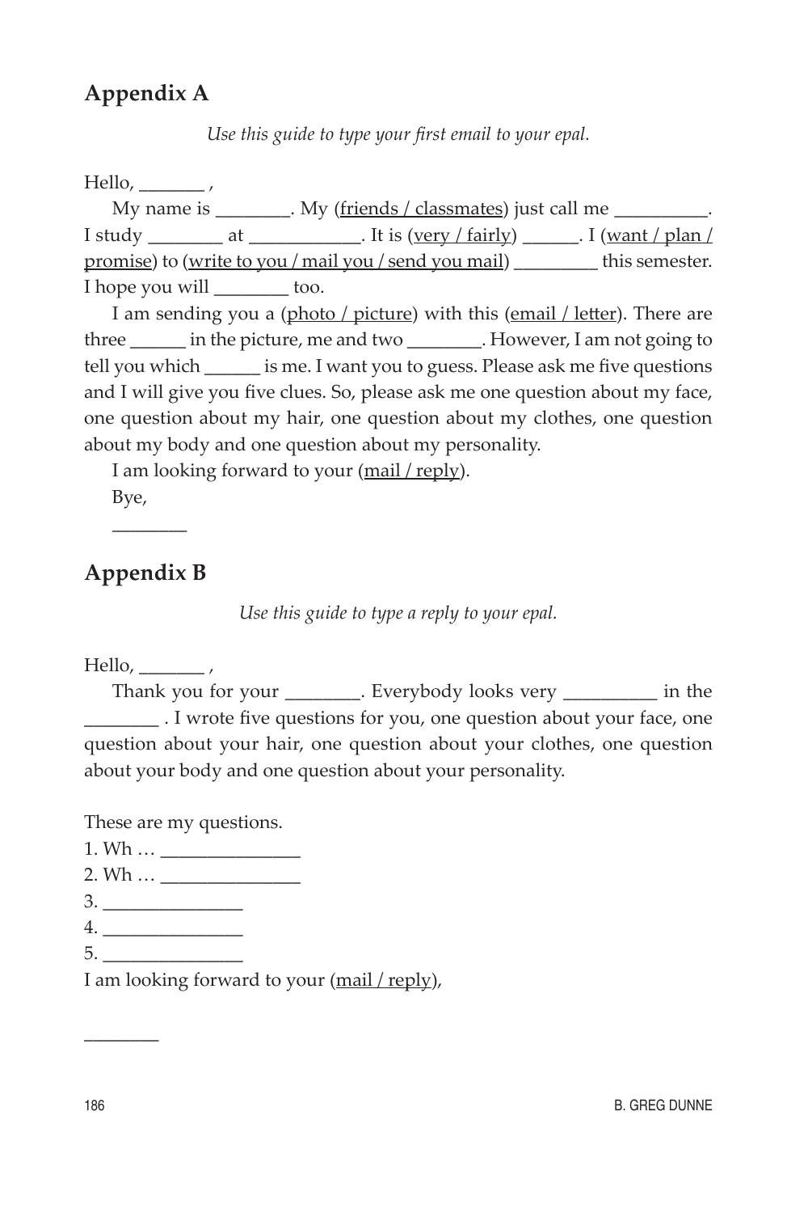## Appendix A

*Use this guide to type your first email to your epal.*

Hello, _______ ,

My name is ________. My (friends / classmates) just call me __________. I study ________ at ____________. It is (very / fairly) ______. I (want / plan / promise) to (write to you / mail you / send you mail) _________ this semester. I hope you will ________ too.

I am sending you a (photo / picture) with this (email / letter). There are three ______ in the picture, me and two ________. However, I am not going to tell you which ______ is me. I want you to guess. Please ask me five questions and I will give you five clues. So, please ask me one question about my face, one question about my hair, one question about my clothes, one question about my body and one question about my personality.

I am looking forward to your (mail / reply).

Bye,

________

## Appendix B

*Use this guide to type a reply to your epal.*

Hello, _______ ,

Thank you for your ________. Everybody looks very __________ in the ________ . I wrote five questions for you, one question about your face, one question about your hair, one question about your clothes, one question about your body and one question about your personality.

These are my questions.

1. Wh … _______________
2. Wh … _______________
3. _______________
4. _______________
5. _______________

I am looking forward to your (mail / reply),

________